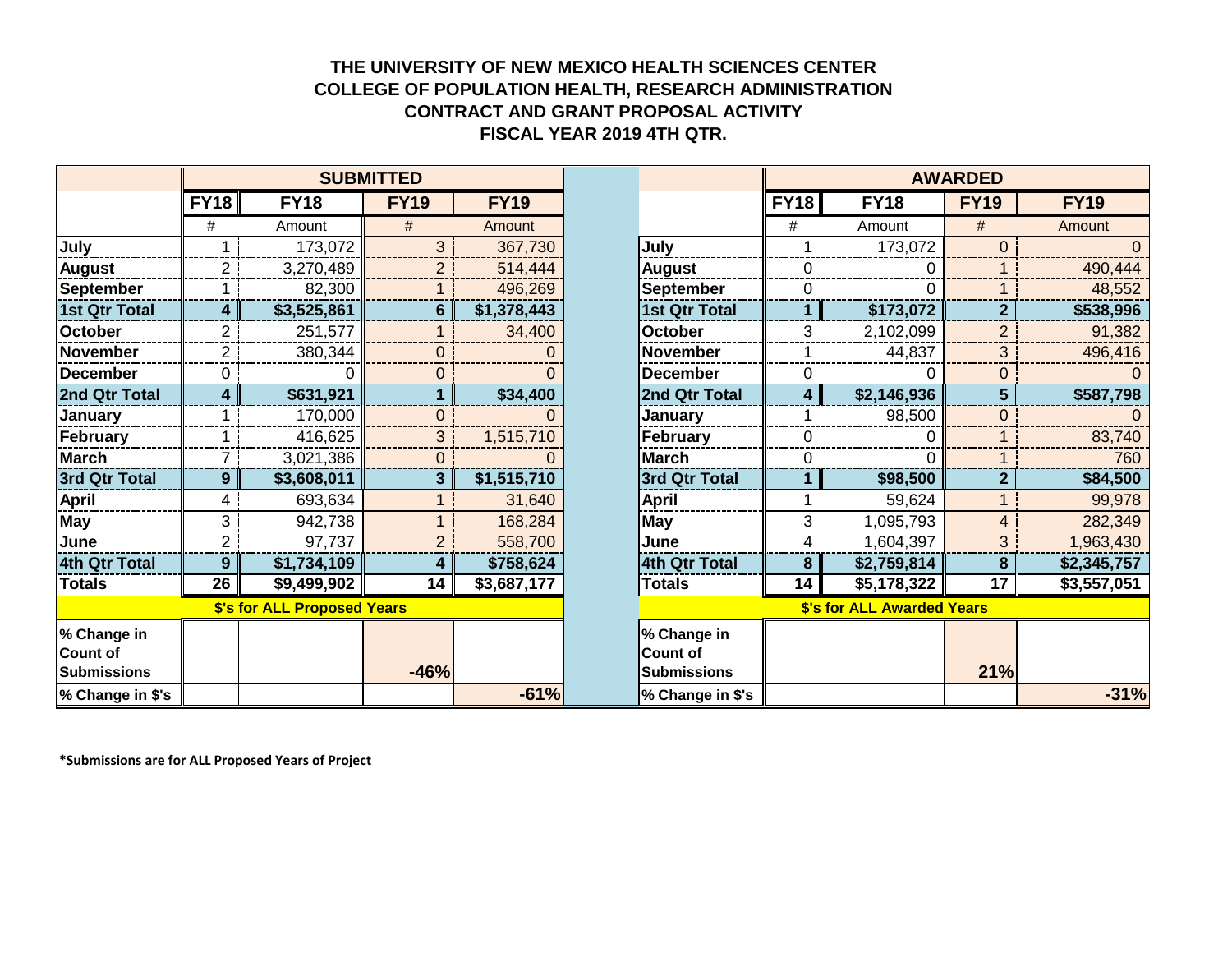# THE UNIVERSITY OF NEW MEXICO HEALTH SCIENCES CENTER
# COLLEGE OF POPULATION HEALTH, RESEARCH ADMINISTRATION
# CONTRACT AND GRANT PROPOSAL ACTIVITY
# FISCAL YEAR 2019 4TH QTR.

| | SUBMITTED | | | |
|---|---|---|---|---|
| | FY18 | FY18 | FY19 | FY19 |
| | # | Amount | # | Amount |
| **July** | 1 | 173,072 | 3 | 367,730 |
| **August** | 2 | 3,270,489 | 2 | 514,444 |
| **September** | 1 | 82,300 | 1 | 496,269 |
| **1st Qtr Total** | **4** | **$3,525,861** | **6** | **$1,378,443** |
| **October** | 2 | 251,577 | 1 | 34,400 |
| **November** | 2 | 380,344 | 0 | 0 |
| **December** | 0 | 0 | 0 | 0 |
| **2nd Qtr Total** | **4** | **$631,921** | **1** | **$34,400** |
| **January** | 1 | 170,000 | 0 | 0 |
| **February** | 1 | 416,625 | 3 | 1,515,710 |
| **March** | 7 | 3,021,386 | 0 | 0 |
| **3rd Qtr Total** | **9** | **$3,608,011** | **3** | **$1,515,710** |
| **April** | 4 | 693,634 | 1 | 31,640 |
| **May** | 3 | 942,738 | 1 | 168,284 |
| **June** | 2 | 97,737 | 2 | 558,700 |
| **4th Qtr Total** | **9** | **$1,734,109** | **4** | **$758,624** |
| **Totals** | **26** | **$9,499,902** | **14** | **$3,687,177** |
| | **$'s for ALL Proposed Years** | | | |
| **% Change in Count of Submissions** | | | **-46%** | |
| **% Change in $'s** | | | | **-61%** |

| | AWARDED | | | |
|---|---|---|---|---|
| | FY18 | FY18 | FY19 | FY19 |
| | # | Amount | # | Amount |
| **July** | 1 | 173,072 | 0 | 0 |
| **August** | 0 | 0 | 1 | 490,444 |
| **September** | 0 | 0 | 1 | 48,552 |
| **1st Qtr Total** | **1** | **$173,072** | **2** | **$538,996** |
| **October** | 3 | 2,102,099 | 2 | 91,382 |
| **November** | 1 | 44,837 | 3 | 496,416 |
| **December** | 0 | 0 | 0 | 0 |
| **2nd Qtr Total** | **4** | **$2,146,936** | **5** | **$587,798** |
| **January** | 1 | 98,500 | 0 | 0 |
| **February** | 0 | 0 | 1 | 83,740 |
| **March** | 0 | 0 | 1 | 760 |
| **3rd Qtr Total** | **1** | **$98,500** | **2** | **$84,500** |
| **April** | 1 | 59,624 | 1 | 99,978 |
| **May** | 3 | 1,095,793 | 4 | 282,349 |
| **June** | 4 | 1,604,397 | 3 | 1,963,430 |
| **4th Qtr Total** | **8** | **$2,759,814** | **8** | **$2,345,757** |
| **Totals** | **14** | **$5,178,322** | **17** | **$3,557,051** |
| | **$'s for ALL Awarded Years** | | | |
| **% Change in Count of Submissions** | | | **21%** | |
| **% Change in $'s** | | | | **-31%** |

**\*Submissions are for ALL Proposed Years of Project**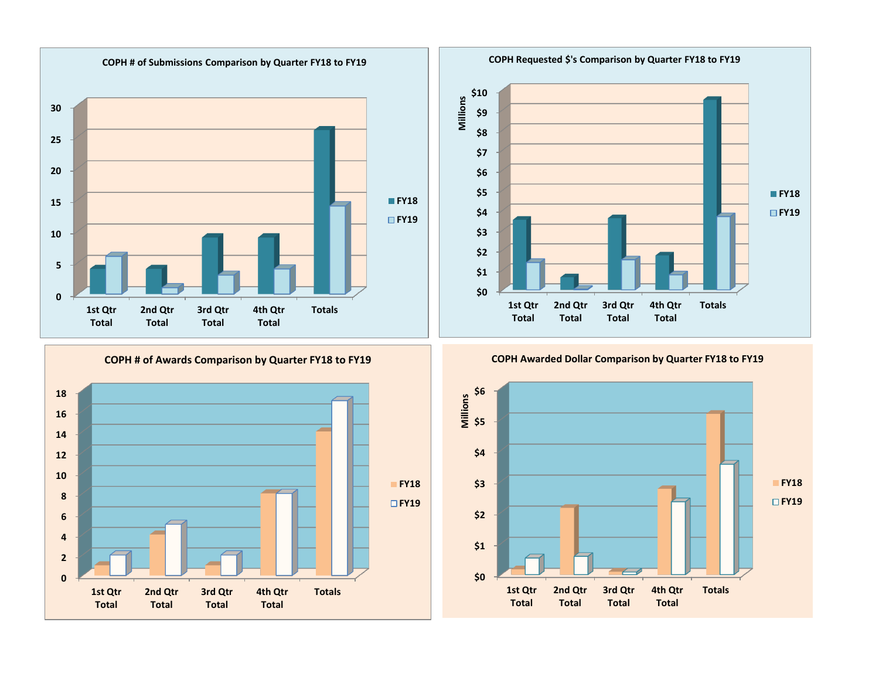COPH # of Submissions Comparison by Quarter FY18 to FY19

30
25
20
15
10
5
0

1st Qtr Total
2nd Qtr Total
3rd Qtr Total
4th Qtr Total
Totals

FY18
FY19

COPH Requested $'s Comparison by Quarter FY18 to FY19

Millions

$10
$9
$8
$7
$6
$5
$4
$3
$2
$1
$0

1st Qtr Total
2nd Qtr Total
3rd Qtr Total
4th Qtr Total
Totals

FY18
FY19

COPH # of Awards Comparison by Quarter FY18 to FY19

18
16
14
12
10
8
6
4
2
0

1st Qtr Total
2nd Qtr Total
3rd Qtr Total
4th Qtr Total
Totals

FY18
FY19

COPH Awarded Dollar Comparison by Quarter FY18 to FY19

Millions

$6
$5
$4
$3
$2
$1
$0

1st Qtr Total
2nd Qtr Total
3rd Qtr Total
4th Qtr Total
Totals

FY18
FY19